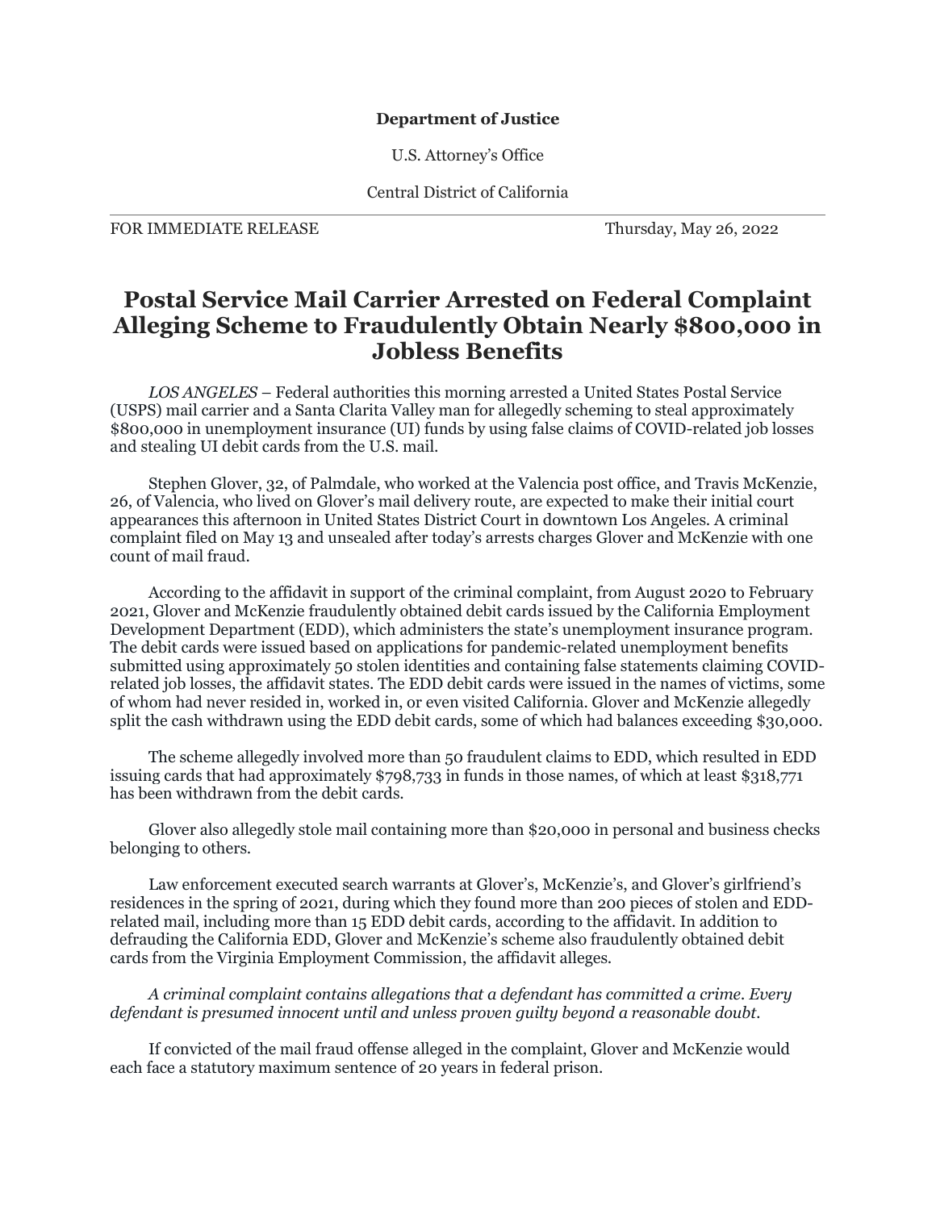**Department of Justice**

U.S. Attorney's Office

Central District of California

FOR IMMEDIATE RELEASE Thursday, May 26, 2022

# Postal Service Mail Carrier Arrested on Federal Complaint Alleging Scheme to Fraudulently Obtain Nearly $800,000 in Jobless Benefits

*LOS ANGELES* – Federal authorities this morning arrested a United States Postal Service (USPS) mail carrier and a Santa Clarita Valley man for allegedly scheming to steal approximately $800,000 in unemployment insurance (UI) funds by using false claims of COVID-related job losses and stealing UI debit cards from the U.S. mail.

Stephen Glover, 32, of Palmdale, who worked at the Valencia post office, and Travis McKenzie, 26, of Valencia, who lived on Glover's mail delivery route, are expected to make their initial court appearances this afternoon in United States District Court in downtown Los Angeles. A criminal complaint filed on May 13 and unsealed after today's arrests charges Glover and McKenzie with one count of mail fraud.

According to the affidavit in support of the criminal complaint, from August 2020 to February 2021, Glover and McKenzie fraudulently obtained debit cards issued by the California Employment Development Department (EDD), which administers the state's unemployment insurance program. The debit cards were issued based on applications for pandemic-related unemployment benefits submitted using approximately 50 stolen identities and containing false statements claiming COVID-related job losses, the affidavit states. The EDD debit cards were issued in the names of victims, some of whom had never resided in, worked in, or even visited California. Glover and McKenzie allegedly split the cash withdrawn using the EDD debit cards, some of which had balances exceeding $30,000.

The scheme allegedly involved more than 50 fraudulent claims to EDD, which resulted in EDD issuing cards that had approximately $798,733 in funds in those names, of which at least $318,771 has been withdrawn from the debit cards.

Glover also allegedly stole mail containing more than $20,000 in personal and business checks belonging to others.

Law enforcement executed search warrants at Glover's, McKenzie's, and Glover's girlfriend's residences in the spring of 2021, during which they found more than 200 pieces of stolen and EDD-related mail, including more than 15 EDD debit cards, according to the affidavit. In addition to defrauding the California EDD, Glover and McKenzie's scheme also fraudulently obtained debit cards from the Virginia Employment Commission, the affidavit alleges.

*A criminal complaint contains allegations that a defendant has committed a crime. Every defendant is presumed innocent until and unless proven guilty beyond a reasonable doubt.*

If convicted of the mail fraud offense alleged in the complaint, Glover and McKenzie would each face a statutory maximum sentence of 20 years in federal prison.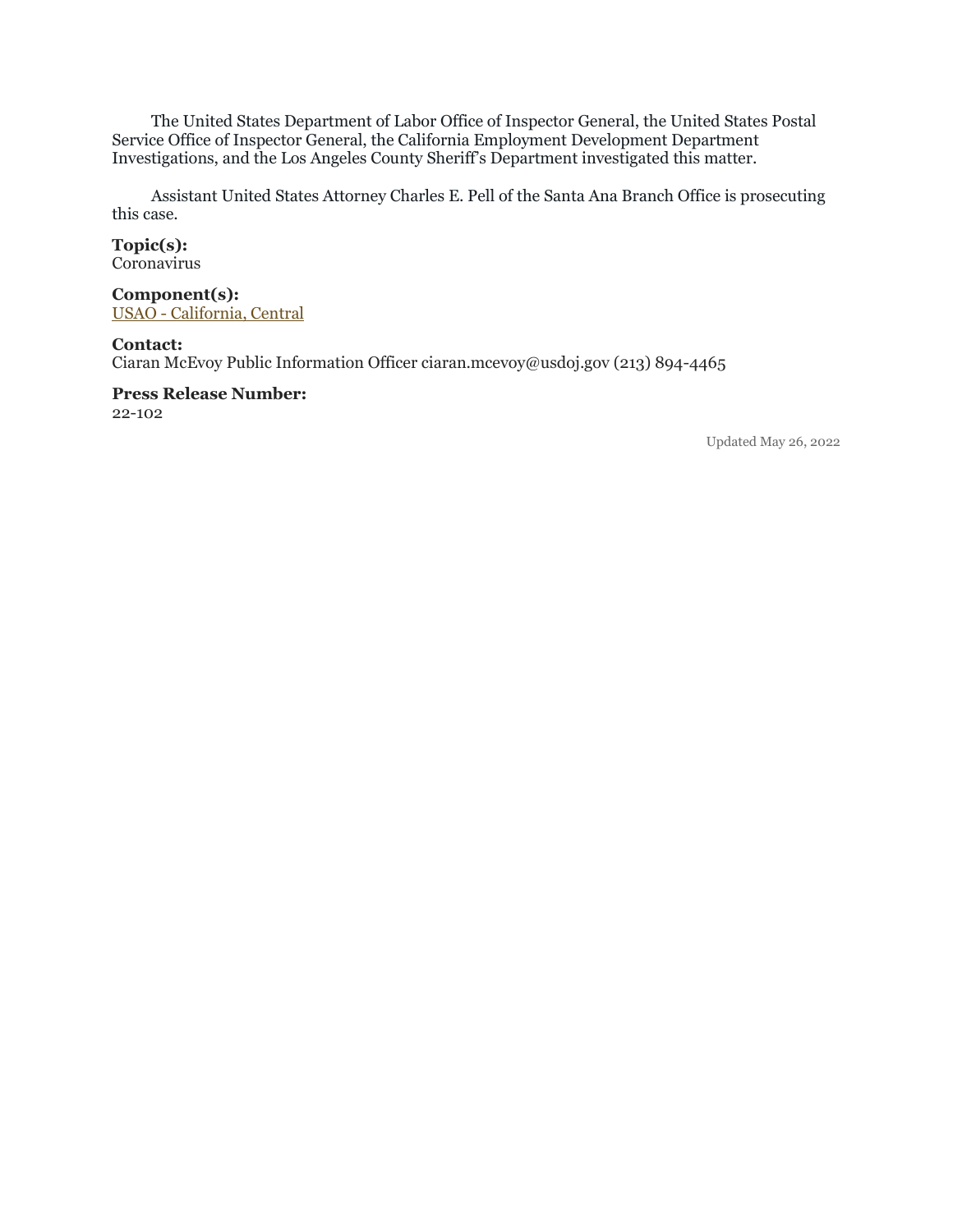The United States Department of Labor Office of Inspector General, the United States Postal Service Office of Inspector General, the California Employment Development Department Investigations, and the Los Angeles County Sheriff's Department investigated this matter.

Assistant United States Attorney Charles E. Pell of the Santa Ana Branch Office is prosecuting this case.

**Topic(s):**
Coronavirus

**Component(s):**
USAO - California, Central

**Contact:**
Ciaran McEvoy Public Information Officer ciaran.mcevoy@usdoj.gov (213) 894-4465

**Press Release Number:**
22-102

Updated May 26, 2022